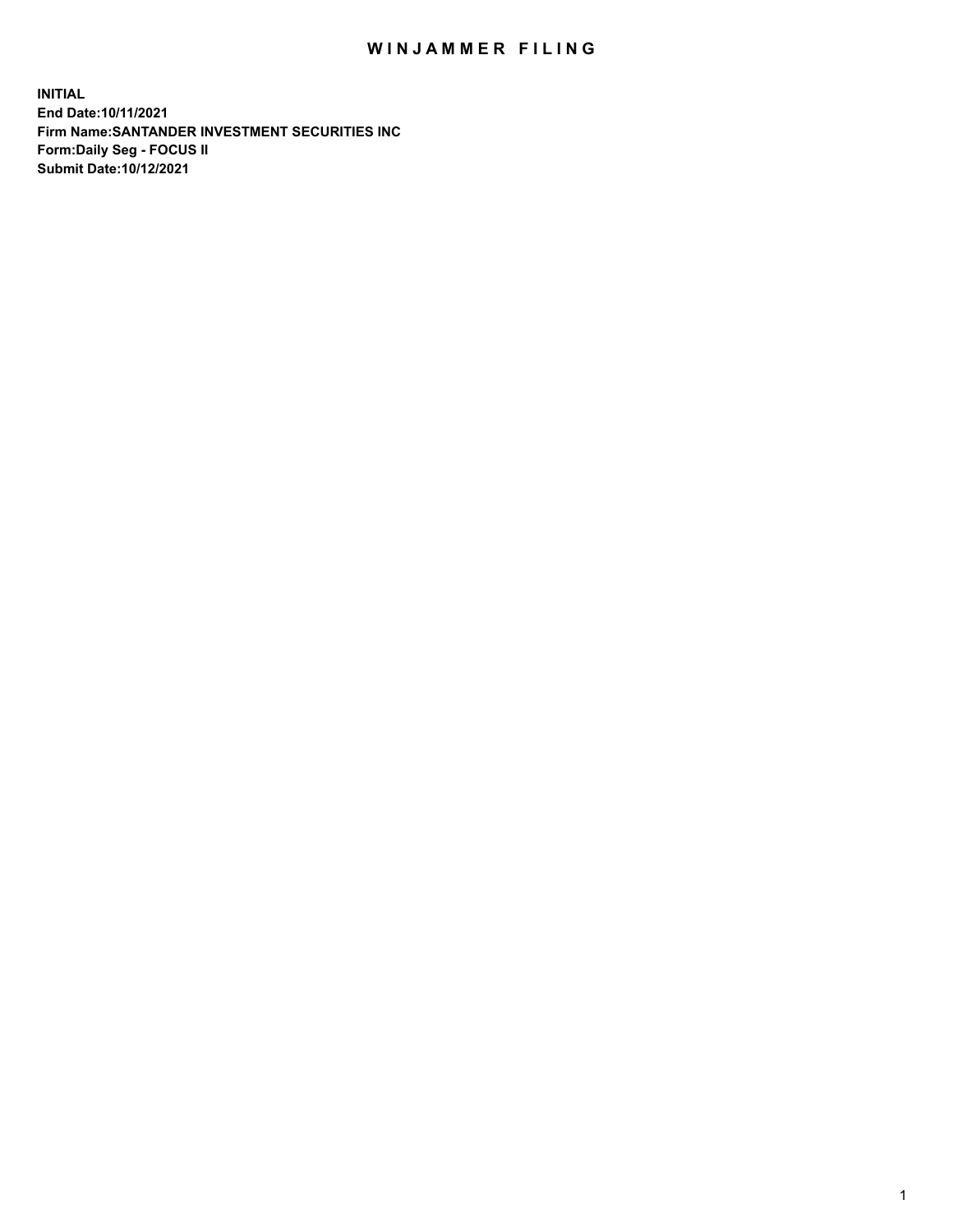# WINJAMMER FILING

**INITIAL**
**End Date:10/11/2021**
**Firm Name:SANTANDER INVESTMENT SECURITIES INC**
**Form:Daily Seg - FOCUS II**
**Submit Date:10/12/2021**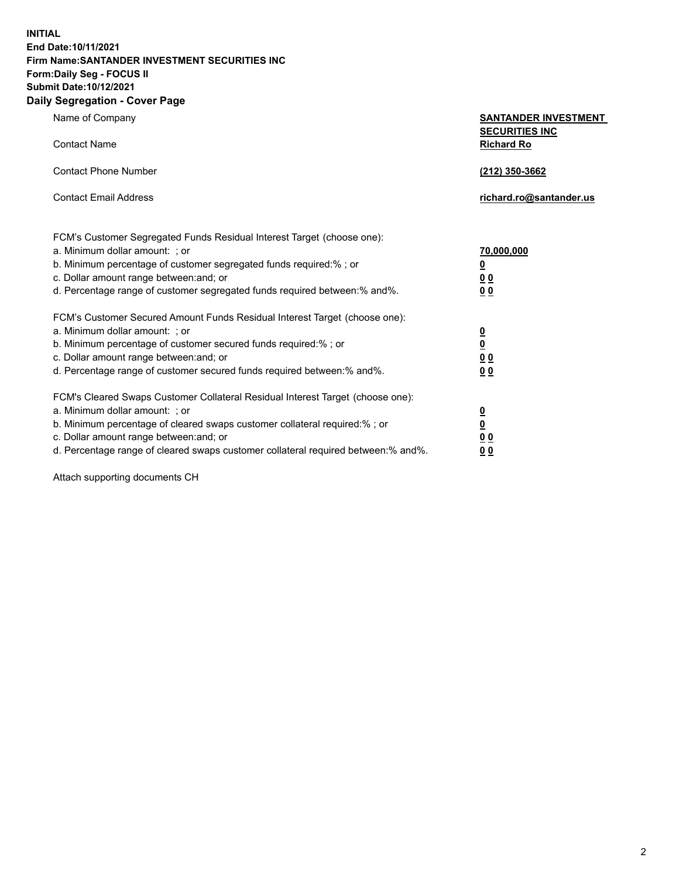**INITIAL**
**End Date:10/11/2021**
**Firm Name:SANTANDER INVESTMENT SECURITIES INC**
**Form:Daily Seg - FOCUS II**
**Submit Date:10/12/2021**

## Daily Segregation - Cover Page

| | |
|---|---|
| Name of Company | **SANTANDER INVESTMENT SECURITIES INC** |
| Contact Name | **Richard Ro** |
| Contact Phone Number | **(212) 350-3662** |
| Contact Email Address | **richard.ro@santander.us** |

FCM's Customer Segregated Funds Residual Interest Target (choose one):

| | |
|---|---|
| a. Minimum dollar amount: ; or | **70,000,000** |
| b. Minimum percentage of customer segregated funds required:% ; or | **0** |
| c. Dollar amount range between:and; or | **0 0** |
| d. Percentage range of customer segregated funds required between:% and%. | **0 0** |

FCM's Customer Secured Amount Funds Residual Interest Target (choose one):

| | |
|---|---|
| a. Minimum dollar amount: ; or | **0** |
| b. Minimum percentage of customer secured funds required:% ; or | **0** |
| c. Dollar amount range between:and; or | **0 0** |
| d. Percentage range of customer secured funds required between:% and%. | **0 0** |

FCM's Cleared Swaps Customer Collateral Residual Interest Target (choose one):

| | |
|---|---|
| a. Minimum dollar amount: ; or | **0** |
| b. Minimum percentage of cleared swaps customer collateral required:% ; or | **0** |
| c. Dollar amount range between:and; or | **0 0** |
| d. Percentage range of cleared swaps customer collateral required between:% and%. | **0 0** |

Attach supporting documents CH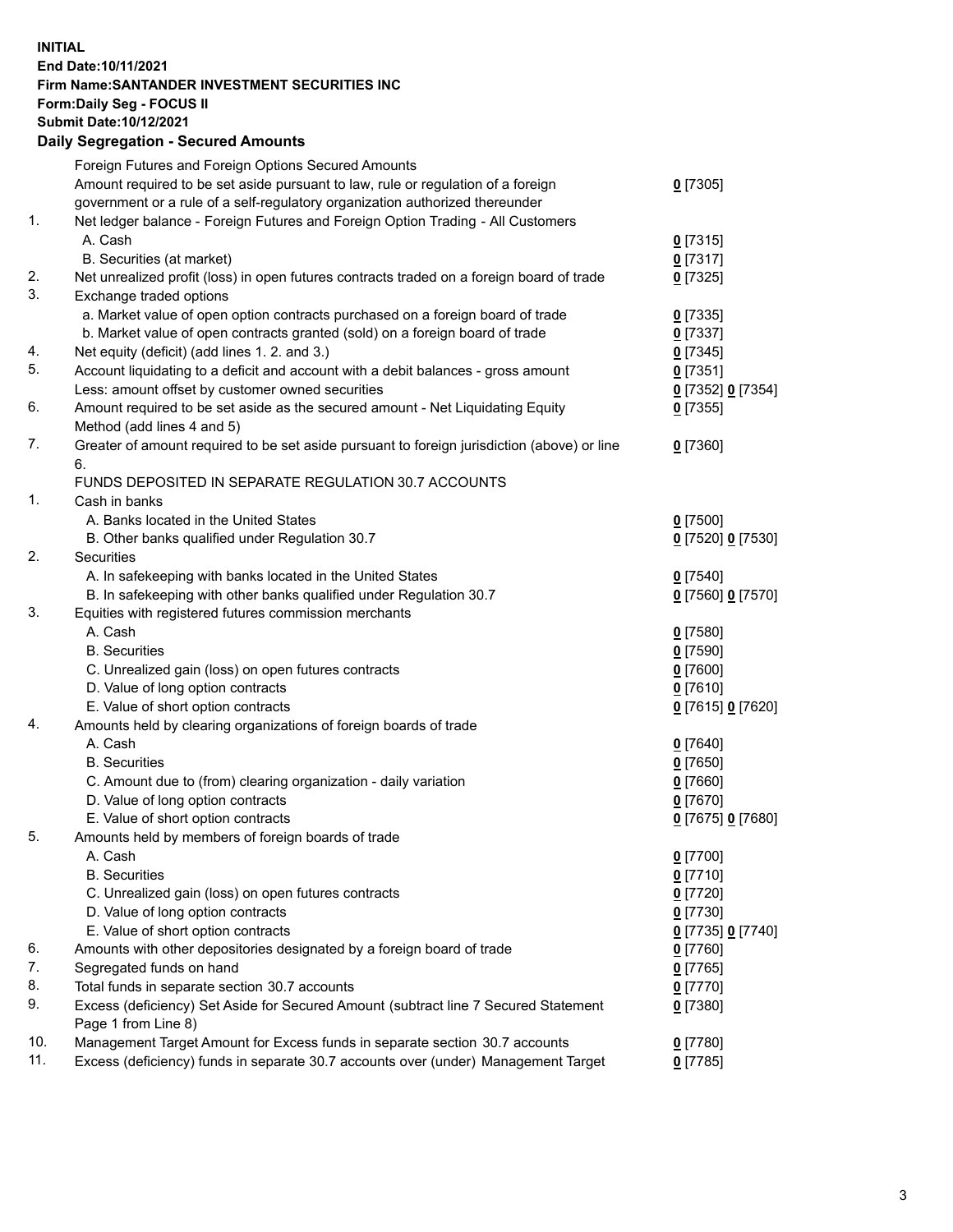**INITIAL**
**End Date:10/11/2021**
**Firm Name:SANTANDER INVESTMENT SECURITIES INC**
**Form:Daily Seg - FOCUS II**
**Submit Date:10/12/2021**

## Daily Segregation - Secured Amounts

| | | |
|---|---|---|
| | Foreign Futures and Foreign Options Secured Amounts | |
| | Amount required to be set aside pursuant to law, rule or regulation of a foreign government or a rule of a self-regulatory organization authorized thereunder | **0** [7305] |
| 1. | Net ledger balance - Foreign Futures and Foreign Option Trading - All Customers | |
| | A. Cash | **0** [7315] |
| | B. Securities (at market) | **0** [7317] |
| 2. | Net unrealized profit (loss) in open futures contracts traded on a foreign board of trade | **0** [7325] |
| 3. | Exchange traded options | |
| | a. Market value of open option contracts purchased on a foreign board of trade | **0** [7335] |
| | b. Market value of open contracts granted (sold) on a foreign board of trade | **0** [7337] |
| 4. | Net equity (deficit) (add lines 1. 2. and 3.) | **0** [7345] |
| 5. | Account liquidating to a deficit and account with a debit balances - gross amount | **0** [7351] |
| | Less: amount offset by customer owned securities | **0** [7352] **0** [7354] |
| 6. | Amount required to be set aside as the secured amount - Net Liquidating Equity Method (add lines 4 and 5) | **0** [7355] |
| 7. | Greater of amount required to be set aside pursuant to foreign jurisdiction (above) or line 6. | **0** [7360] |
| | FUNDS DEPOSITED IN SEPARATE REGULATION 30.7 ACCOUNTS | |
| 1. | Cash in banks | |
| | A. Banks located in the United States | **0** [7500] |
| | B. Other banks qualified under Regulation 30.7 | **0** [7520] **0** [7530] |
| 2. | Securities | |
| | A. In safekeeping with banks located in the United States | **0** [7540] |
| | B. In safekeeping with other banks qualified under Regulation 30.7 | **0** [7560] **0** [7570] |
| 3. | Equities with registered futures commission merchants | |
| | A. Cash | **0** [7580] |
| | B. Securities | **0** [7590] |
| | C. Unrealized gain (loss) on open futures contracts | **0** [7600] |
| | D. Value of long option contracts | **0** [7610] |
| | E. Value of short option contracts | **0** [7615] **0** [7620] |
| 4. | Amounts held by clearing organizations of foreign boards of trade | |
| | A. Cash | **0** [7640] |
| | B. Securities | **0** [7650] |
| | C. Amount due to (from) clearing organization - daily variation | **0** [7660] |
| | D. Value of long option contracts | **0** [7670] |
| | E. Value of short option contracts | **0** [7675] **0** [7680] |
| 5. | Amounts held by members of foreign boards of trade | |
| | A. Cash | **0** [7700] |
| | B. Securities | **0** [7710] |
| | C. Unrealized gain (loss) on open futures contracts | **0** [7720] |
| | D. Value of long option contracts | **0** [7730] |
| | E. Value of short option contracts | **0** [7735] **0** [7740] |
| 6. | Amounts with other depositories designated by a foreign board of trade | **0** [7760] |
| 7. | Segregated funds on hand | **0** [7765] |
| 8. | Total funds in separate section 30.7 accounts | **0** [7770] |
| 9. | Excess (deficiency) Set Aside for Secured Amount (subtract line 7 Secured Statement Page 1 from Line 8) | **0** [7380] |
| 10. | Management Target Amount for Excess funds in separate section 30.7 accounts | **0** [7780] |
| 11. | Excess (deficiency) funds in separate 30.7 accounts over (under) Management Target | **0** [7785] |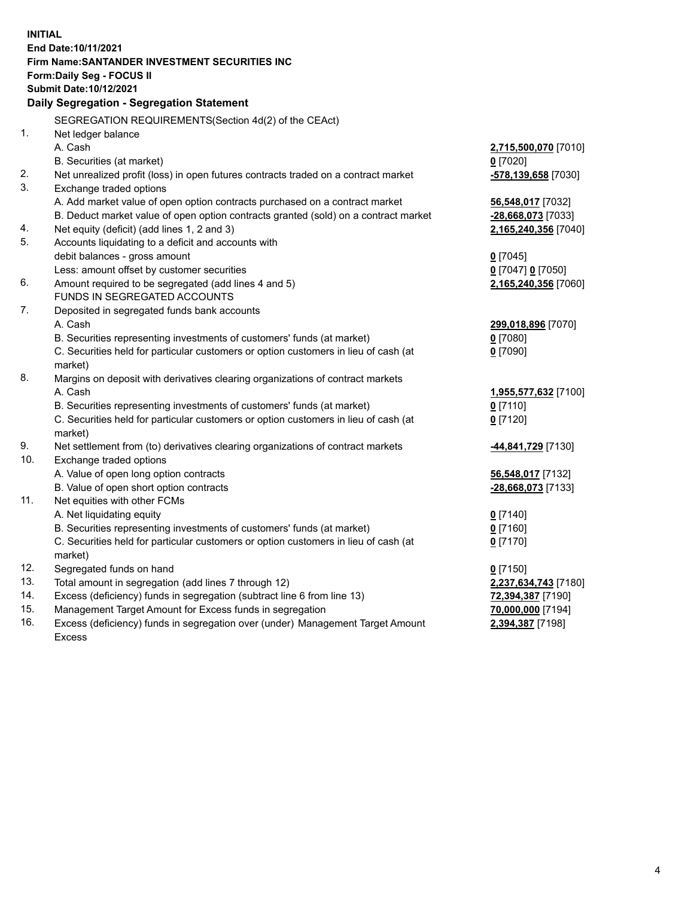**INITIAL**
**End Date:10/11/2021**
**Firm Name:SANTANDER INVESTMENT SECURITIES INC**
**Form:Daily Seg - FOCUS II**
**Submit Date:10/12/2021**

## Daily Segregation - Segregation Statement

SEGREGATION REQUIREMENTS(Section 4d(2) of the CEAct)

| | | |
|---|---|---|
| 1. | Net ledger balance | |
| | A. Cash | **2,715,500,070** [7010] |
| | B. Securities (at market) | **0** [7020] |
| 2. | Net unrealized profit (loss) in open futures contracts traded on a contract market | **-578,139,658** [7030] |
| 3. | Exchange traded options | |
| | A. Add market value of open option contracts purchased on a contract market | **56,548,017** [7032] |
| | B. Deduct market value of open option contracts granted (sold) on a contract market | **-28,668,073** [7033] |
| 4. | Net equity (deficit) (add lines 1, 2 and 3) | **2,165,240,356** [7040] |
| 5. | Accounts liquidating to a deficit and accounts with debit balances - gross amount | **0** [7045] |
| | Less: amount offset by customer securities | **0** [7047] **0** [7050] |
| 6. | Amount required to be segregated (add lines 4 and 5) | **2,165,240,356** [7060] |
| | FUNDS IN SEGREGATED ACCOUNTS | |
| 7. | Deposited in segregated funds bank accounts | |
| | A. Cash | **299,018,896** [7070] |
| | B. Securities representing investments of customers' funds (at market) | **0** [7080] |
| | C. Securities held for particular customers or option customers in lieu of cash (at market) | **0** [7090] |
| 8. | Margins on deposit with derivatives clearing organizations of contract markets | |
| | A. Cash | **1,955,577,632** [7100] |
| | B. Securities representing investments of customers' funds (at market) | **0** [7110] |
| | C. Securities held for particular customers or option customers in lieu of cash (at market) | **0** [7120] |
| 9. | Net settlement from (to) derivatives clearing organizations of contract markets | **-44,841,729** [7130] |
| 10. | Exchange traded options | |
| | A. Value of open long option contracts | **56,548,017** [7132] |
| | B. Value of open short option contracts | **-28,668,073** [7133] |
| 11. | Net equities with other FCMs | |
| | A. Net liquidating equity | **0** [7140] |
| | B. Securities representing investments of customers' funds (at market) | **0** [7160] |
| | C. Securities held for particular customers or option customers in lieu of cash (at market) | **0** [7170] |
| 12. | Segregated funds on hand | **0** [7150] |
| 13. | Total amount in segregation (add lines 7 through 12) | **2,237,634,743** [7180] |
| 14. | Excess (deficiency) funds in segregation (subtract line 6 from line 13) | **72,394,387** [7190] |
| 15. | Management Target Amount for Excess funds in segregation | **70,000,000** [7194] |
| 16. | Excess (deficiency) funds in segregation over (under) Management Target Amount Excess | **2,394,387** [7198] |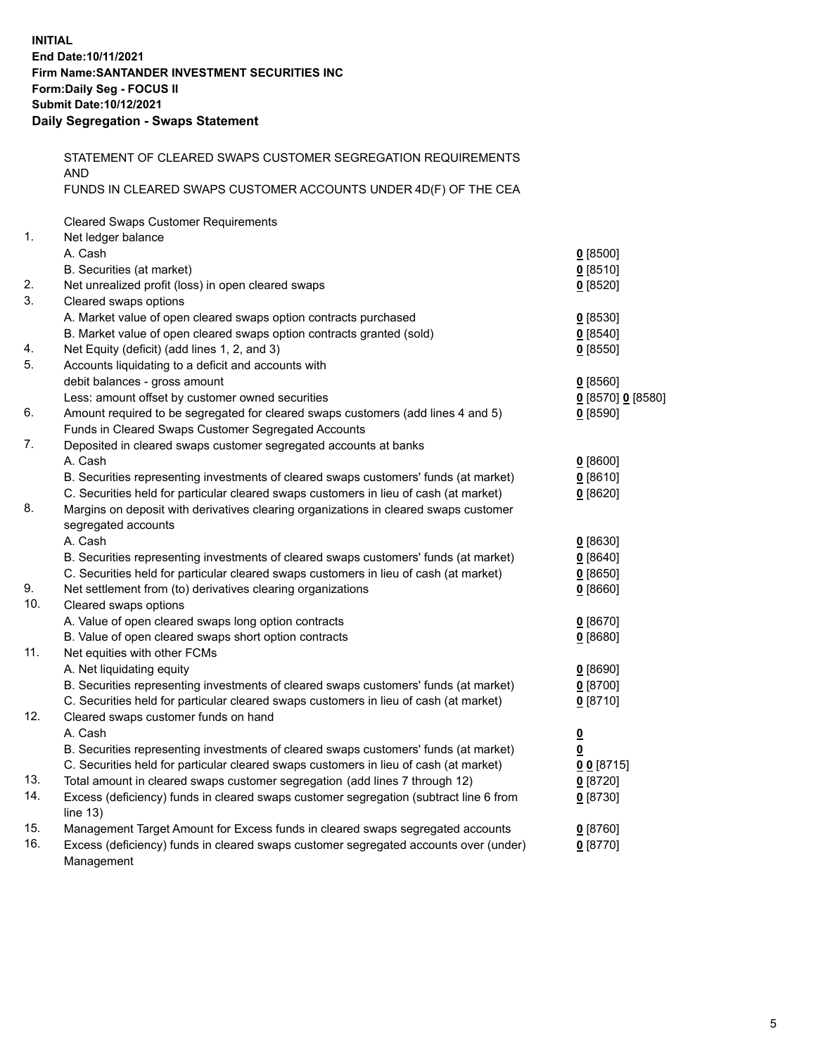**INITIAL**
**End Date:10/11/2021**
**Firm Name:SANTANDER INVESTMENT SECURITIES INC**
**Form:Daily Seg - FOCUS II**
**Submit Date:10/12/2021**
**Daily Segregation - Swaps Statement**

STATEMENT OF CLEARED SWAPS CUSTOMER SEGREGATION REQUIREMENTS AND FUNDS IN CLEARED SWAPS CUSTOMER ACCOUNTS UNDER 4D(F) OF THE CEA

| | | |
|---|---|---|
| | Cleared Swaps Customer Requirements | |
| 1. | Net ledger balance | |
| | A. Cash | 0 [8500] |
| | B. Securities (at market) | 0 [8510] |
| 2. | Net unrealized profit (loss) in open cleared swaps | 0 [8520] |
| 3. | Cleared swaps options | |
| | A. Market value of open cleared swaps option contracts purchased | 0 [8530] |
| | B. Market value of open cleared swaps option contracts granted (sold) | 0 [8540] |
| 4. | Net Equity (deficit) (add lines 1, 2, and 3) | 0 [8550] |
| 5. | Accounts liquidating to a deficit and accounts with debit balances - gross amount | 0 [8560] |
| | Less: amount offset by customer owned securities | 0 [8570] 0 [8580] |
| 6. | Amount required to be segregated for cleared swaps customers (add lines 4 and 5) | 0 [8590] |
| | Funds in Cleared Swaps Customer Segregated Accounts | |
| 7. | Deposited in cleared swaps customer segregated accounts at banks | |
| | A. Cash | 0 [8600] |
| | B. Securities representing investments of cleared swaps customers' funds (at market) | 0 [8610] |
| | C. Securities held for particular cleared swaps customers in lieu of cash (at market) | 0 [8620] |
| 8. | Margins on deposit with derivatives clearing organizations in cleared swaps customer segregated accounts | |
| | A. Cash | 0 [8630] |
| | B. Securities representing investments of cleared swaps customers' funds (at market) | 0 [8640] |
| | C. Securities held for particular cleared swaps customers in lieu of cash (at market) | 0 [8650] |
| 9. | Net settlement from (to) derivatives clearing organizations | 0 [8660] |
| 10. | Cleared swaps options | |
| | A. Value of open cleared swaps long option contracts | 0 [8670] |
| | B. Value of open cleared swaps short option contracts | 0 [8680] |
| 11. | Net equities with other FCMs | |
| | A. Net liquidating equity | 0 [8690] |
| | B. Securities representing investments of cleared swaps customers' funds (at market) | 0 [8700] |
| | C. Securities held for particular cleared swaps customers in lieu of cash (at market) | 0 [8710] |
| 12. | Cleared swaps customer funds on hand | |
| | A. Cash | 0 |
| | B. Securities representing investments of cleared swaps customers' funds (at market) | 0 |
| | C. Securities held for particular cleared swaps customers in lieu of cash (at market) | 0 0 [8715] |
| 13. | Total amount in cleared swaps customer segregation (add lines 7 through 12) | 0 [8720] |
| 14. | Excess (deficiency) funds in cleared swaps customer segregation (subtract line 6 from line 13) | 0 [8730] |
| 15. | Management Target Amount for Excess funds in cleared swaps segregated accounts | 0 [8760] |
| 16. | Excess (deficiency) funds in cleared swaps customer segregated accounts over (under) Management | 0 [8770] |